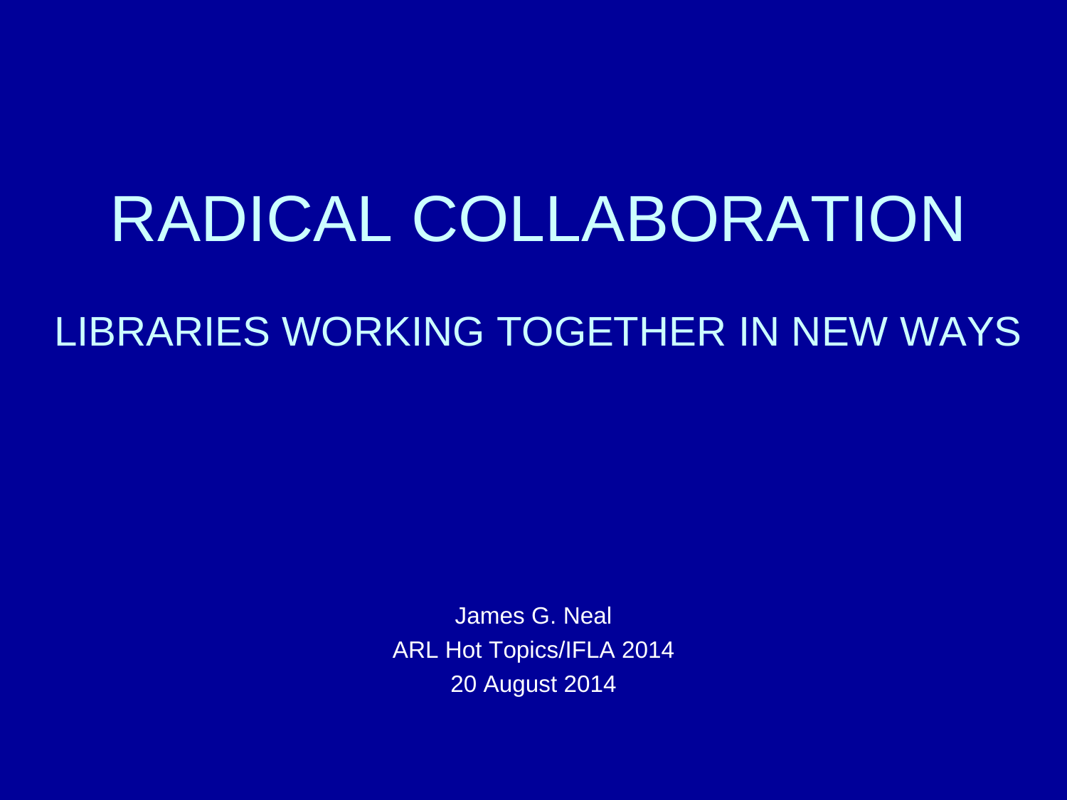# RADICAL COLLABORATION

## LIBRARIES WORKING TOGETHER IN NEW WAYS

James G. Neal

ARL Hot Topics/IFLA 2014

20 August 2014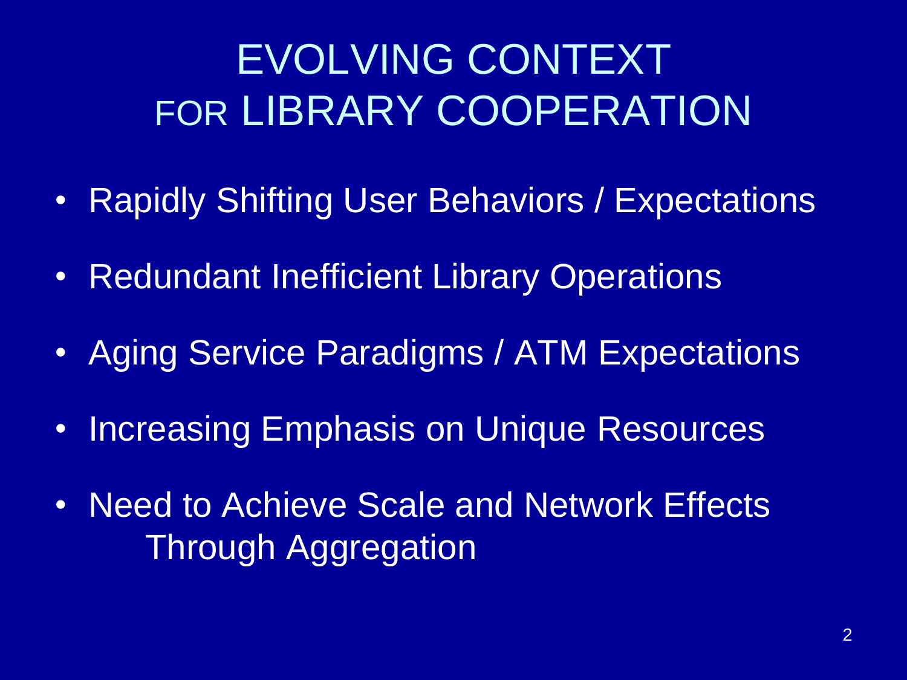# EVOLVING CONTEXT FOR LIBRARY COOPERATION

- Rapidly Shifting User Behaviors / Expectations
- Redundant Inefficient Library Operations
- Aging Service Paradigms / ATM Expectations
- Increasing Emphasis on Unique Resources
- Need to Achieve Scale and Network Effects Through Aggregation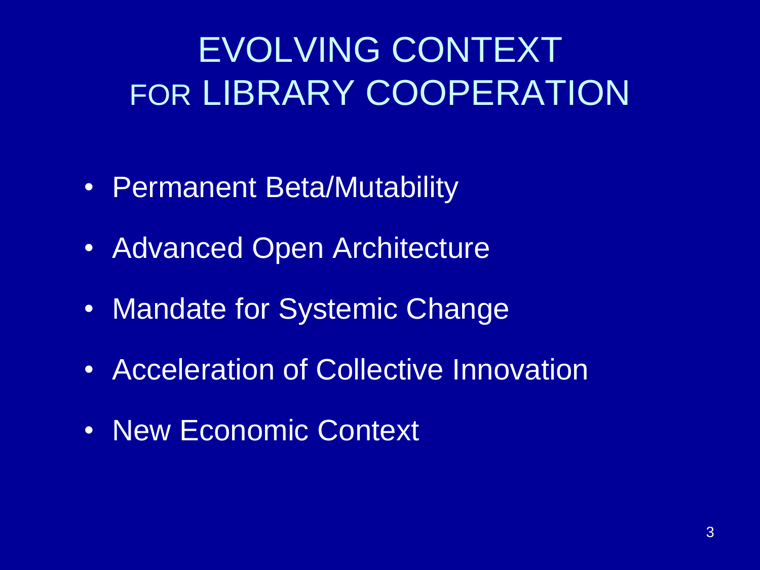# EVOLVING CONTEXT FOR LIBRARY COOPERATION

- Permanent Beta/Mutability
- Advanced Open Architecture
- Mandate for Systemic Change
- Acceleration of Collective Innovation
- New Economic Context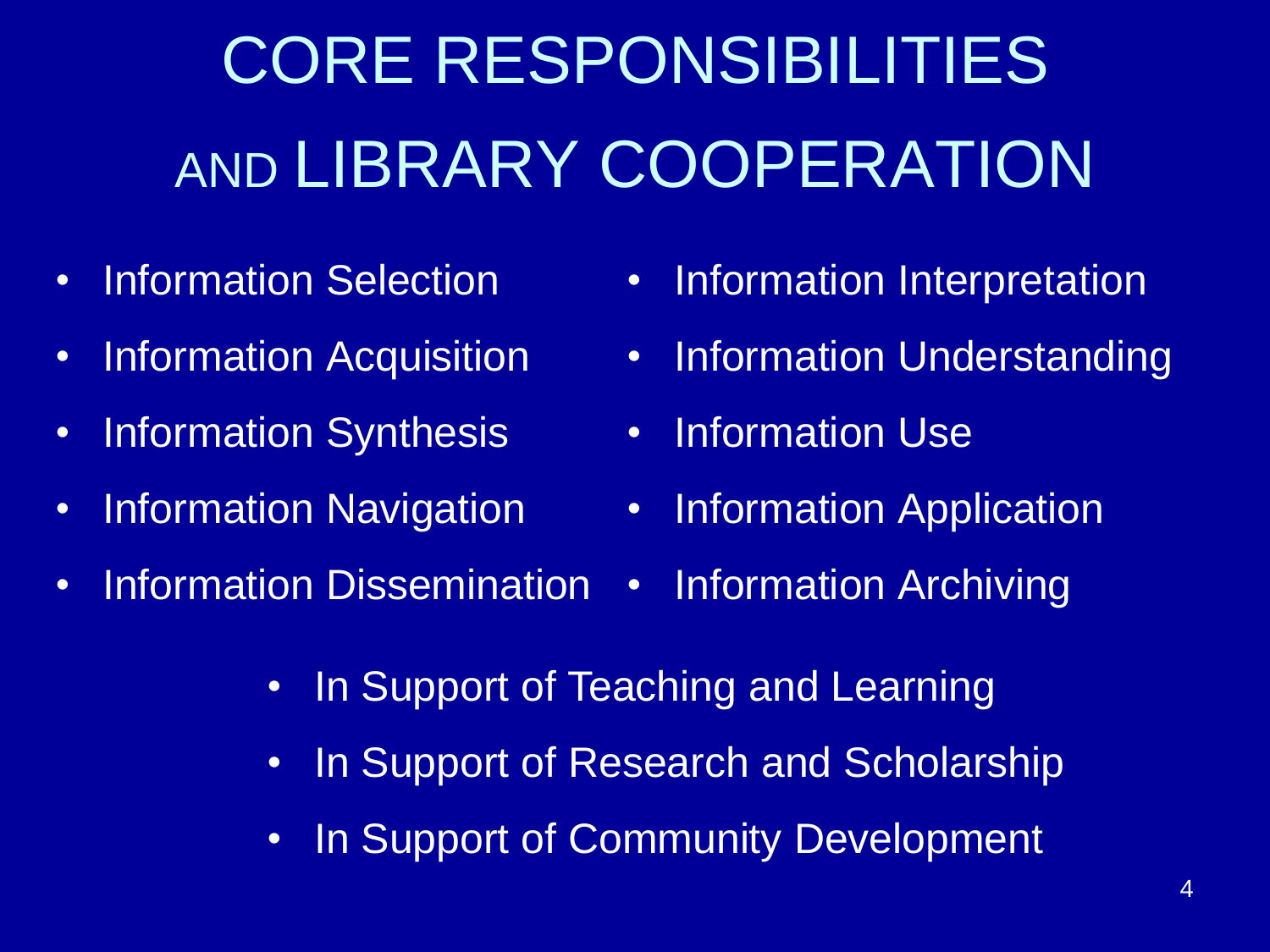# CORE RESPONSIBILITIES AND LIBRARY COOPERATION

- Information Selection
- Information Acquisition
- Information Synthesis
- Information Navigation
- Information Dissemination
- Information Interpretation
- Information Understanding
- Information Use
- Information Application
- Information Archiving

- In Support of Teaching and Learning
- In Support of Research and Scholarship
- In Support of Community Development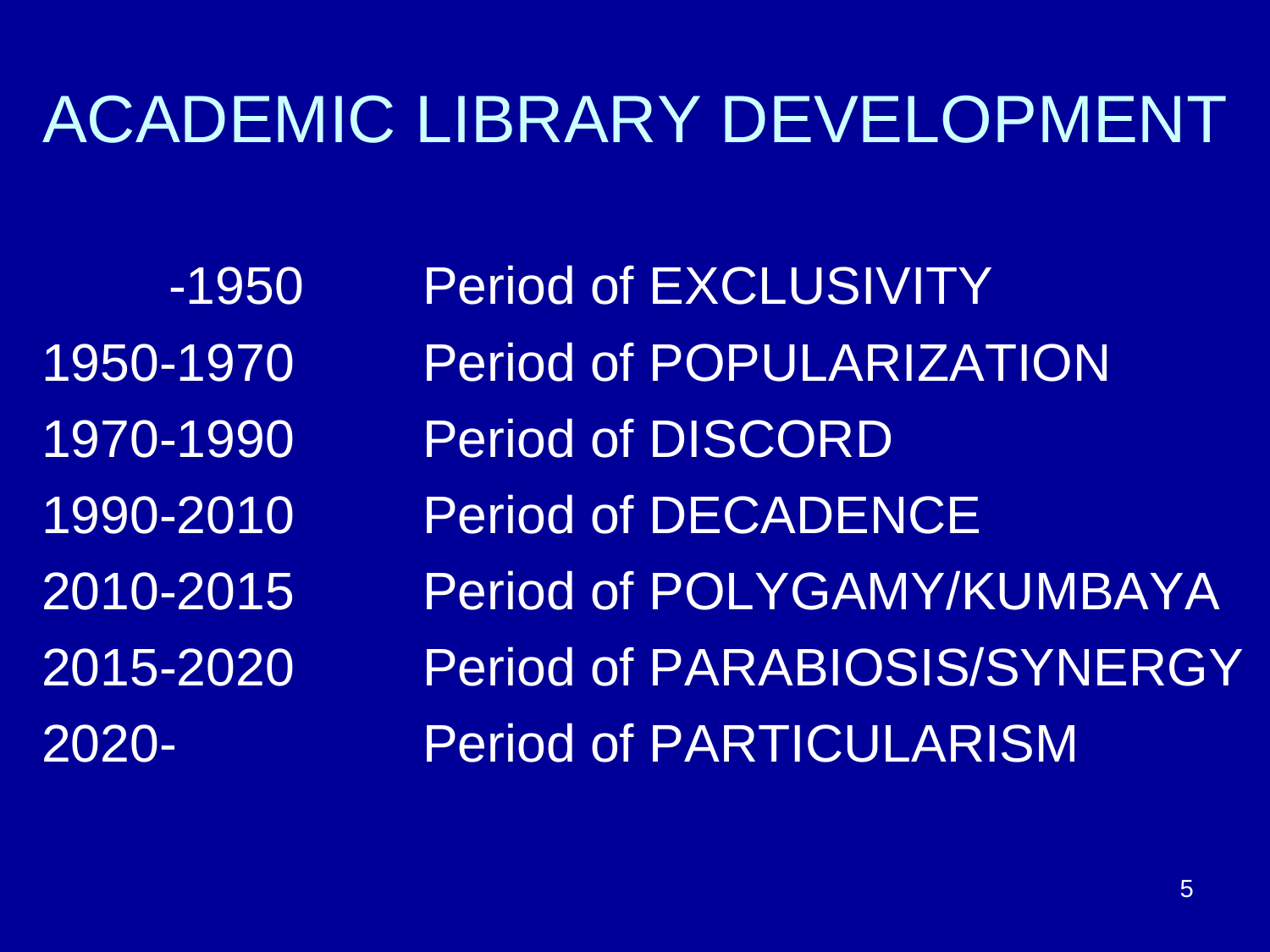# ACADEMIC LIBRARY DEVELOPMENT

| | |
|---|---|
| -1950 | Period of EXCLUSIVITY |
| 1950-1970 | Period of POPULARIZATION |
| 1970-1990 | Period of DISCORD |
| 1990-2010 | Period of DECADENCE |
| 2010-2015 | Period of POLYGAMY/KUMBAYA |
| 2015-2020 | Period of PARABIOSIS/SYNERGY |
| 2020- | Period of PARTICULARISM |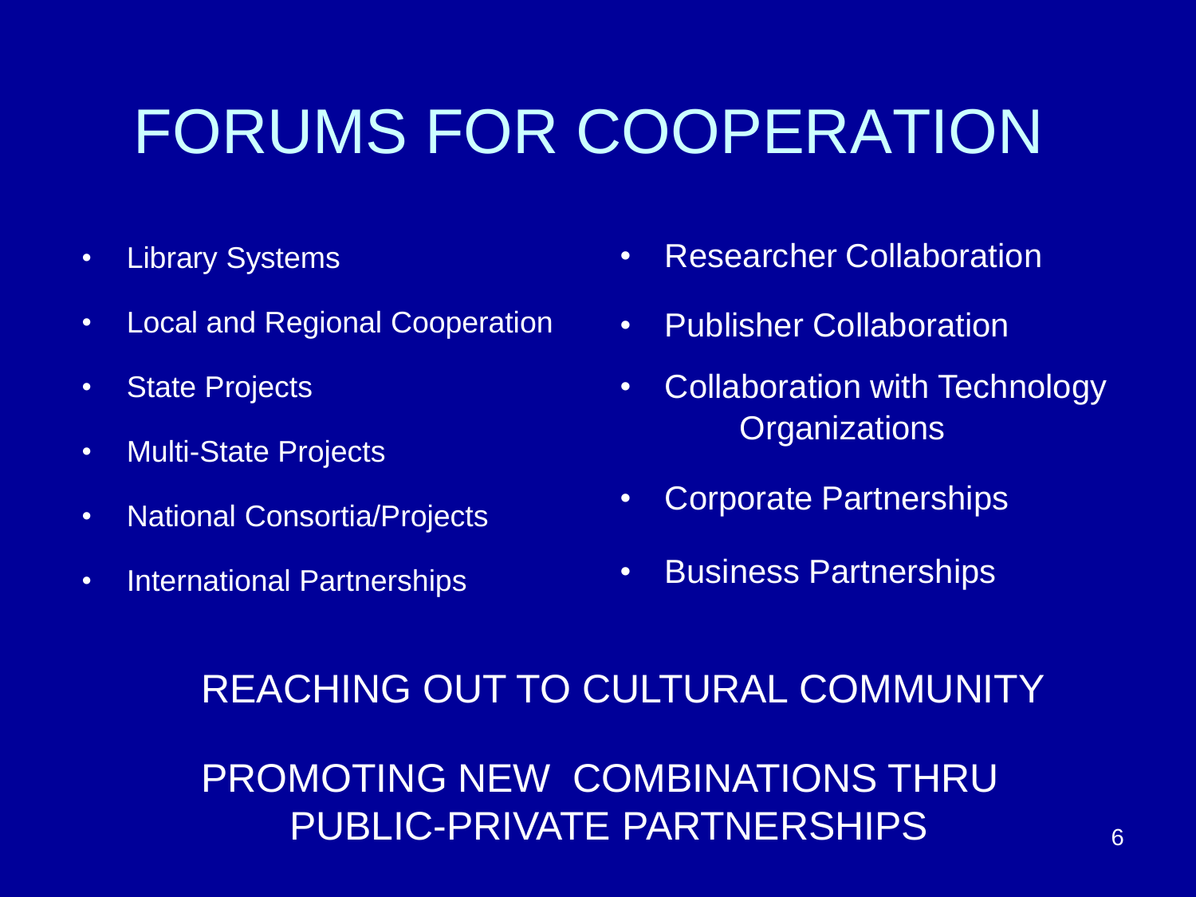# FORUMS FOR COOPERATION

- Library Systems
- Local and Regional Cooperation
- State Projects
- Multi-State Projects
- National Consortia/Projects
- International Partnerships
- Researcher Collaboration
- Publisher Collaboration
- Collaboration with Technology Organizations
- Corporate Partnerships
- Business Partnerships

REACHING OUT TO CULTURAL COMMUNITY

PROMOTING NEW COMBINATIONS THRU PUBLIC-PRIVATE PARTNERSHIPS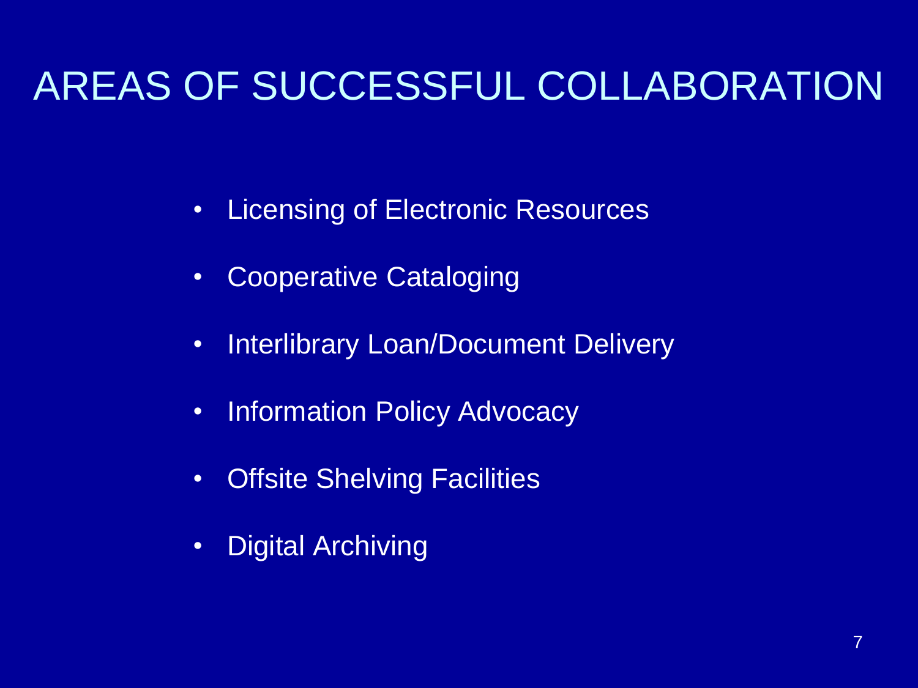# AREAS OF SUCCESSFUL COLLABORATION

- Licensing of Electronic Resources
- Cooperative Cataloging
- Interlibrary Loan/Document Delivery
- Information Policy Advocacy
- Offsite Shelving Facilities
- Digital Archiving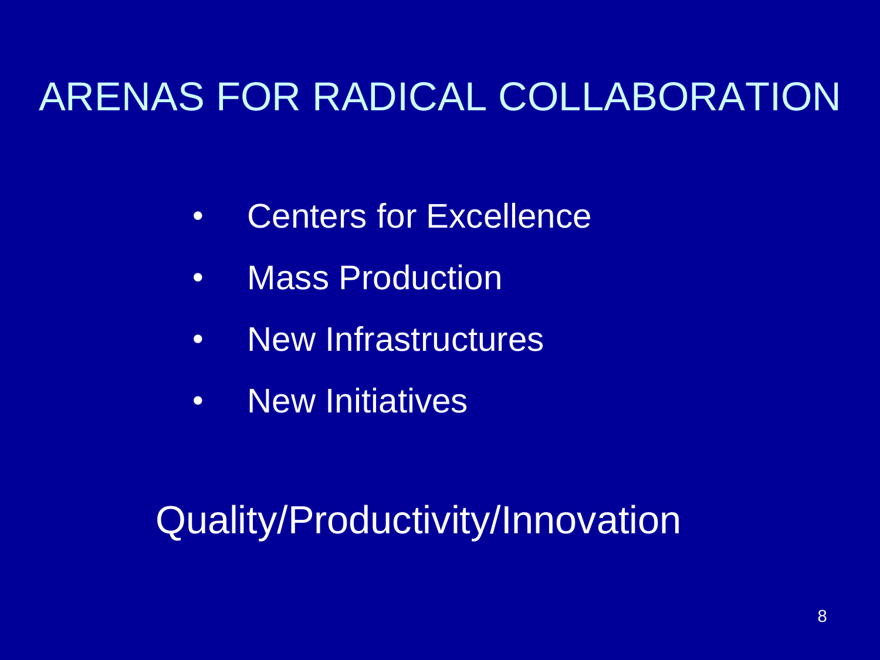# ARENAS FOR RADICAL COLLABORATION

- Centers for Excellence
- Mass Production
- New Infrastructures
- New Initiatives

Quality/Productivity/Innovation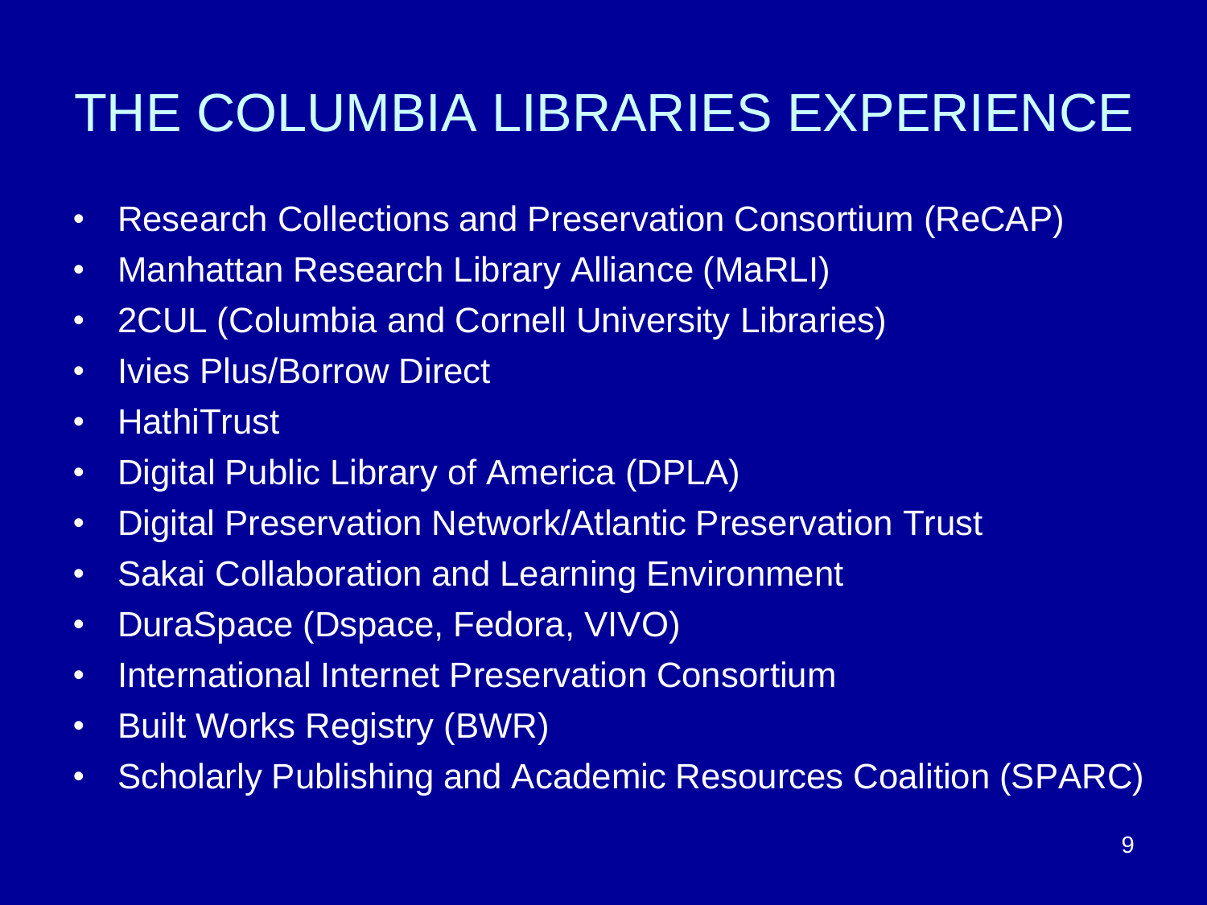# THE COLUMBIA LIBRARIES EXPERIENCE

- Research Collections and Preservation Consortium (ReCAP)
- Manhattan Research Library Alliance (MaRLI)
- 2CUL (Columbia and Cornell University Libraries)
- Ivies Plus/Borrow Direct
- HathiTrust
- Digital Public Library of America (DPLA)
- Digital Preservation Network/Atlantic Preservation Trust
- Sakai Collaboration and Learning Environment
- DuraSpace (Dspace, Fedora, VIVO)
- International Internet Preservation Consortium
- Built Works Registry (BWR)
- Scholarly Publishing and Academic Resources Coalition (SPARC)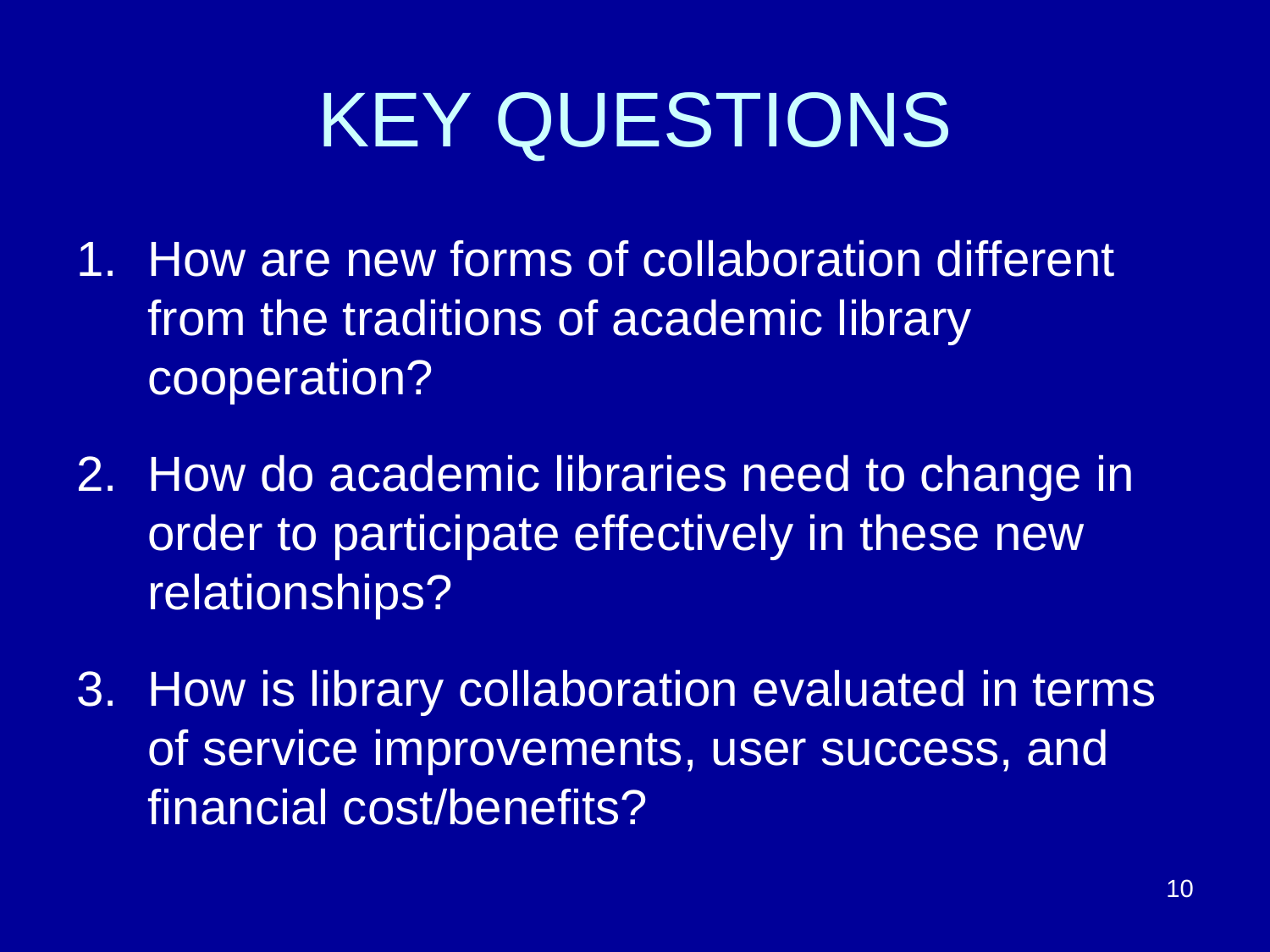# KEY QUESTIONS

1. How are new forms of collaboration different from the traditions of academic library cooperation?
2. How do academic libraries need to change in order to participate effectively in these new relationships?
3. How is library collaboration evaluated in terms of service improvements, user success, and financial cost/benefits?